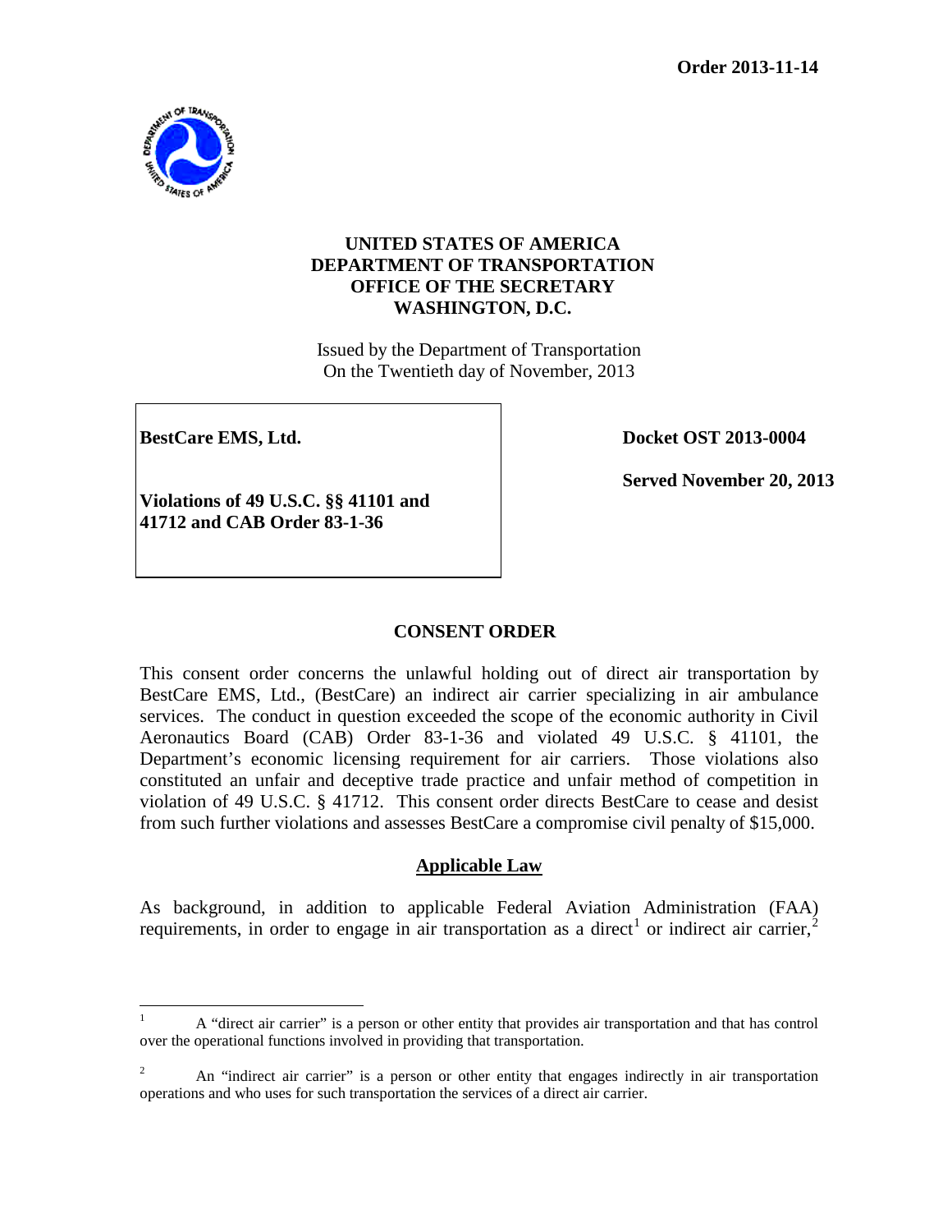**Order 2013-11-14**

**UNITED STATES OF AMERICA**
**DEPARTMENT OF TRANSPORTATION**
**OFFICE OF THE SECRETARY**
**WASHINGTON, D.C.**

Issued by the Department of Transportation
On the Twentieth day of November, 2013

| | |
|---|---|
| **BestCare EMS, Ltd.** <br><br> **Violations of 49 U.S.C. §§ 41101 and 41712 and CAB Order 83-1-36** | **Docket OST 2013-0004** <br><br> **Served November 20, 2013** |

## CONSENT ORDER

This consent order concerns the unlawful holding out of direct air transportation by BestCare EMS, Ltd., (BestCare) an indirect air carrier specializing in air ambulance services. The conduct in question exceeded the scope of the economic authority in Civil Aeronautics Board (CAB) Order 83-1-36 and violated 49 U.S.C. § 41101, the Department's economic licensing requirement for air carriers. Those violations also constituted an unfair and deceptive trade practice and unfair method of competition in violation of 49 U.S.C. § 41712. This consent order directs BestCare to cease and desist from such further violations and assesses BestCare a compromise civil penalty of $15,000.

### Applicable Law

As background, in addition to applicable Federal Aviation Administration (FAA) requirements, in order to engage in air transportation as a direct[1] or indirect air carrier,[2]

[1] A "direct air carrier" is a person or other entity that provides air transportation and that has control over the operational functions involved in providing that transportation.

[2] An "indirect air carrier" is a person or other entity that engages indirectly in air transportation operations and who uses for such transportation the services of a direct air carrier.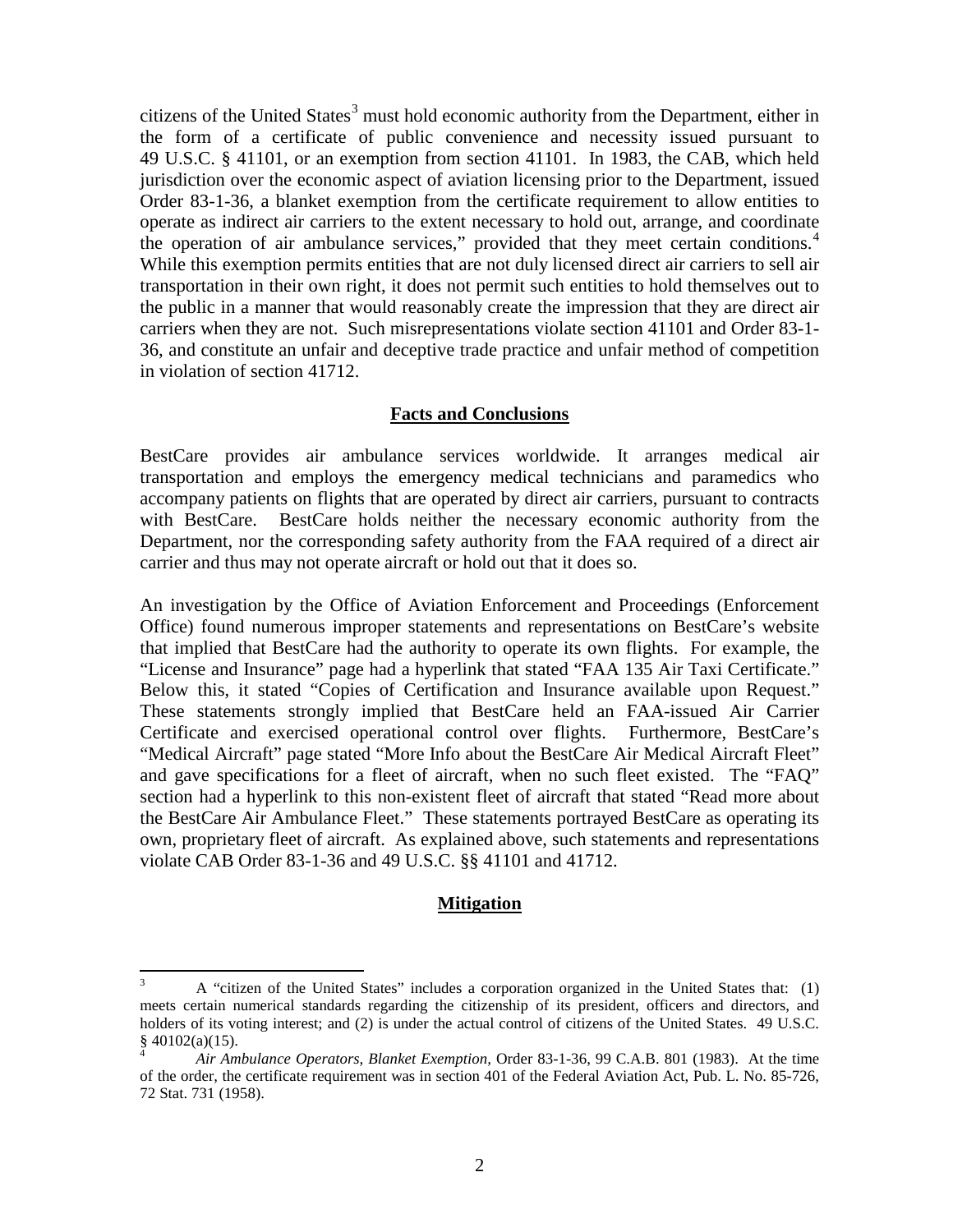citizens of the United States[3] must hold economic authority from the Department, either in the form of a certificate of public convenience and necessity issued pursuant to 49 U.S.C. § 41101, or an exemption from section 41101. In 1983, the CAB, which held jurisdiction over the economic aspect of aviation licensing prior to the Department, issued Order 83-1-36, a blanket exemption from the certificate requirement to allow entities to operate as indirect air carriers to the extent necessary to hold out, arrange, and coordinate the operation of air ambulance services," provided that they meet certain conditions.[4] While this exemption permits entities that are not duly licensed direct air carriers to sell air transportation in their own right, it does not permit such entities to hold themselves out to the public in a manner that would reasonably create the impression that they are direct air carriers when they are not. Such misrepresentations violate section 41101 and Order 83-1-36, and constitute an unfair and deceptive trade practice and unfair method of competition in violation of section 41712.

## Facts and Conclusions

BestCare provides air ambulance services worldwide. It arranges medical air transportation and employs the emergency medical technicians and paramedics who accompany patients on flights that are operated by direct air carriers, pursuant to contracts with BestCare. BestCare holds neither the necessary economic authority from the Department, nor the corresponding safety authority from the FAA required of a direct air carrier and thus may not operate aircraft or hold out that it does so.

An investigation by the Office of Aviation Enforcement and Proceedings (Enforcement Office) found numerous improper statements and representations on BestCare's website that implied that BestCare had the authority to operate its own flights. For example, the "License and Insurance" page had a hyperlink that stated "FAA 135 Air Taxi Certificate." Below this, it stated "Copies of Certification and Insurance available upon Request." These statements strongly implied that BestCare held an FAA-issued Air Carrier Certificate and exercised operational control over flights. Furthermore, BestCare's "Medical Aircraft" page stated "More Info about the BestCare Air Medical Aircraft Fleet" and gave specifications for a fleet of aircraft, when no such fleet existed. The "FAQ" section had a hyperlink to this non-existent fleet of aircraft that stated "Read more about the BestCare Air Ambulance Fleet." These statements portrayed BestCare as operating its own, proprietary fleet of aircraft. As explained above, such statements and representations violate CAB Order 83-1-36 and 49 U.S.C. §§ 41101 and 41712.

## Mitigation

---

[3] A "citizen of the United States" includes a corporation organized in the United States that: (1) meets certain numerical standards regarding the citizenship of its president, officers and directors, and holders of its voting interest; and (2) is under the actual control of citizens of the United States. 49 U.S.C. § 40102(a)(15).

[4] *Air Ambulance Operators, Blanket Exemption,* Order 83-1-36, 99 C.A.B. 801 (1983). At the time of the order, the certificate requirement was in section 401 of the Federal Aviation Act, Pub. L. No. 85-726, 72 Stat. 731 (1958).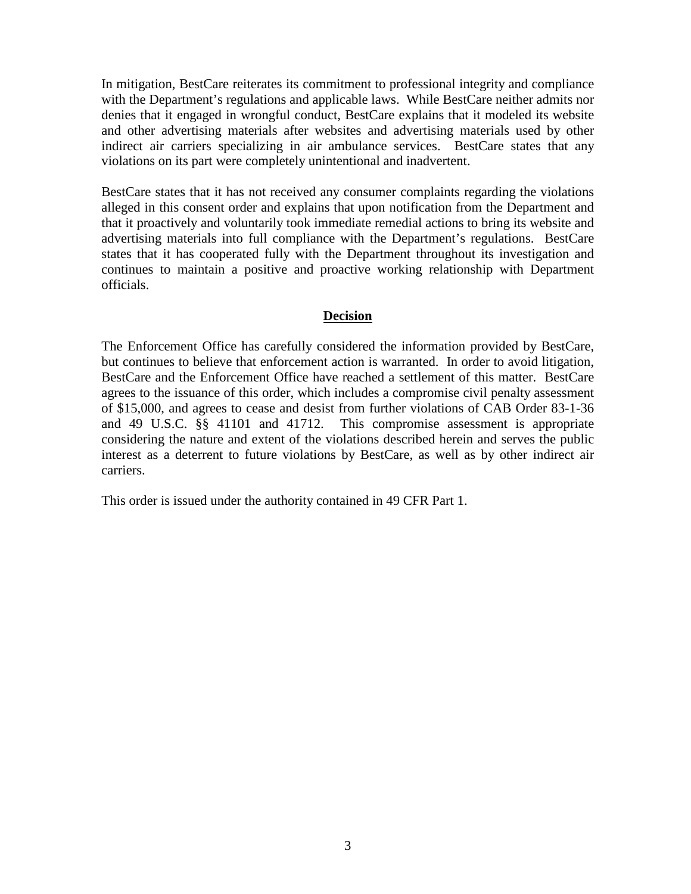In mitigation, BestCare reiterates its commitment to professional integrity and compliance with the Department's regulations and applicable laws. While BestCare neither admits nor denies that it engaged in wrongful conduct, BestCare explains that it modeled its website and other advertising materials after websites and advertising materials used by other indirect air carriers specializing in air ambulance services. BestCare states that any violations on its part were completely unintentional and inadvertent.

BestCare states that it has not received any consumer complaints regarding the violations alleged in this consent order and explains that upon notification from the Department and that it proactively and voluntarily took immediate remedial actions to bring its website and advertising materials into full compliance with the Department's regulations. BestCare states that it has cooperated fully with the Department throughout its investigation and continues to maintain a positive and proactive working relationship with Department officials.

## Decision

The Enforcement Office has carefully considered the information provided by BestCare, but continues to believe that enforcement action is warranted. In order to avoid litigation, BestCare and the Enforcement Office have reached a settlement of this matter. BestCare agrees to the issuance of this order, which includes a compromise civil penalty assessment of $15,000, and agrees to cease and desist from further violations of CAB Order 83-1-36 and 49 U.S.C. §§ 41101 and 41712. This compromise assessment is appropriate considering the nature and extent of the violations described herein and serves the public interest as a deterrent to future violations by BestCare, as well as by other indirect air carriers.

This order is issued under the authority contained in 49 CFR Part 1.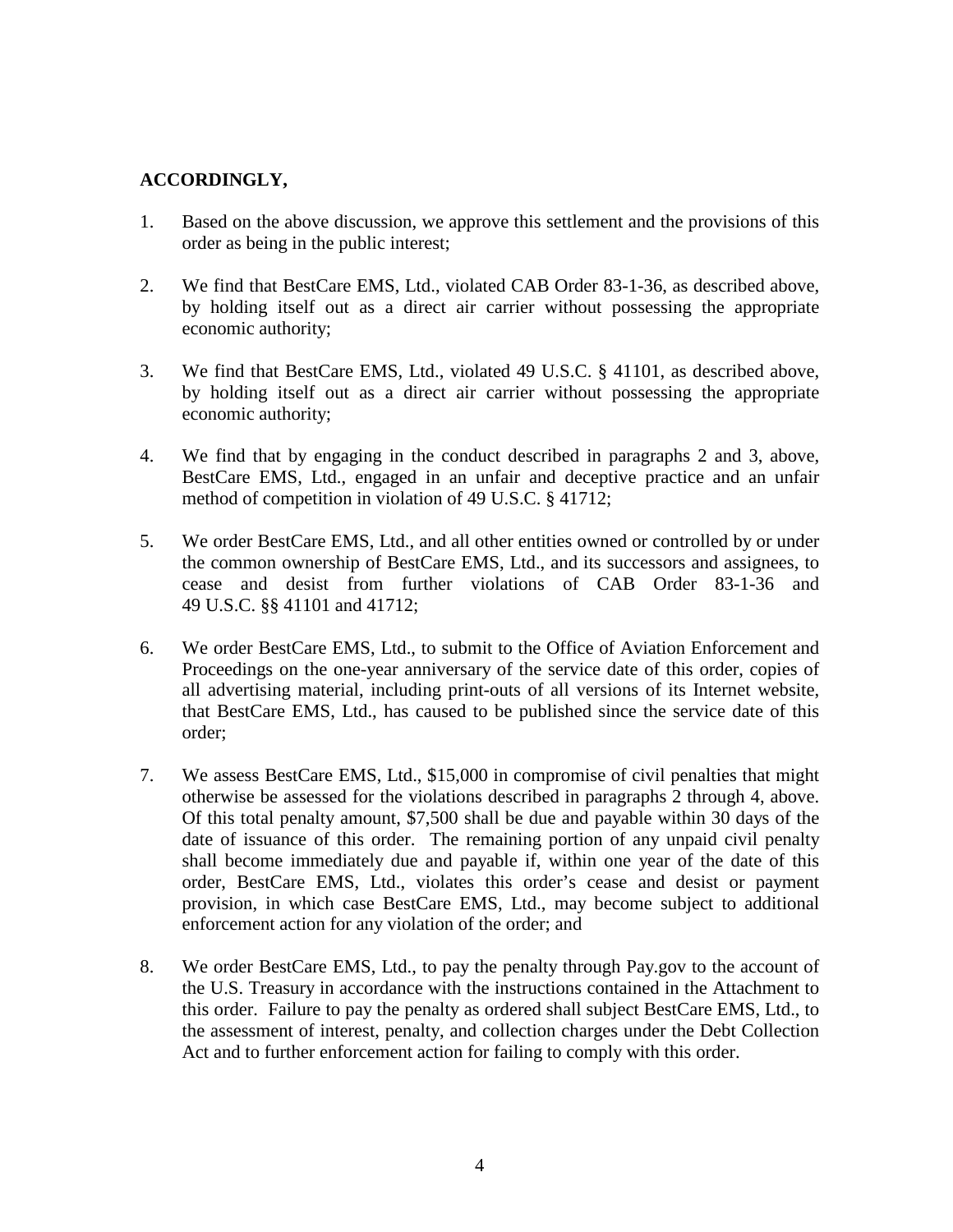**ACCORDINGLY,**

1. Based on the above discussion, we approve this settlement and the provisions of this order as being in the public interest;

2. We find that BestCare EMS, Ltd., violated CAB Order 83-1-36, as described above, by holding itself out as a direct air carrier without possessing the appropriate economic authority;

3. We find that BestCare EMS, Ltd., violated 49 U.S.C. § 41101, as described above, by holding itself out as a direct air carrier without possessing the appropriate economic authority;

4. We find that by engaging in the conduct described in paragraphs 2 and 3, above, BestCare EMS, Ltd., engaged in an unfair and deceptive practice and an unfair method of competition in violation of 49 U.S.C. § 41712;

5. We order BestCare EMS, Ltd., and all other entities owned or controlled by or under the common ownership of BestCare EMS, Ltd., and its successors and assignees, to cease and desist from further violations of CAB Order 83-1-36 and 49 U.S.C. §§ 41101 and 41712;

6. We order BestCare EMS, Ltd., to submit to the Office of Aviation Enforcement and Proceedings on the one-year anniversary of the service date of this order, copies of all advertising material, including print-outs of all versions of its Internet website, that BestCare EMS, Ltd., has caused to be published since the service date of this order;

7. We assess BestCare EMS, Ltd., $15,000 in compromise of civil penalties that might otherwise be assessed for the violations described in paragraphs 2 through 4, above. Of this total penalty amount, $7,500 shall be due and payable within 30 days of the date of issuance of this order. The remaining portion of any unpaid civil penalty shall become immediately due and payable if, within one year of the date of this order, BestCare EMS, Ltd., violates this order's cease and desist or payment provision, in which case BestCare EMS, Ltd., may become subject to additional enforcement action for any violation of the order; and

8. We order BestCare EMS, Ltd., to pay the penalty through Pay.gov to the account of the U.S. Treasury in accordance with the instructions contained in the Attachment to this order. Failure to pay the penalty as ordered shall subject BestCare EMS, Ltd., to the assessment of interest, penalty, and collection charges under the Debt Collection Act and to further enforcement action for failing to comply with this order.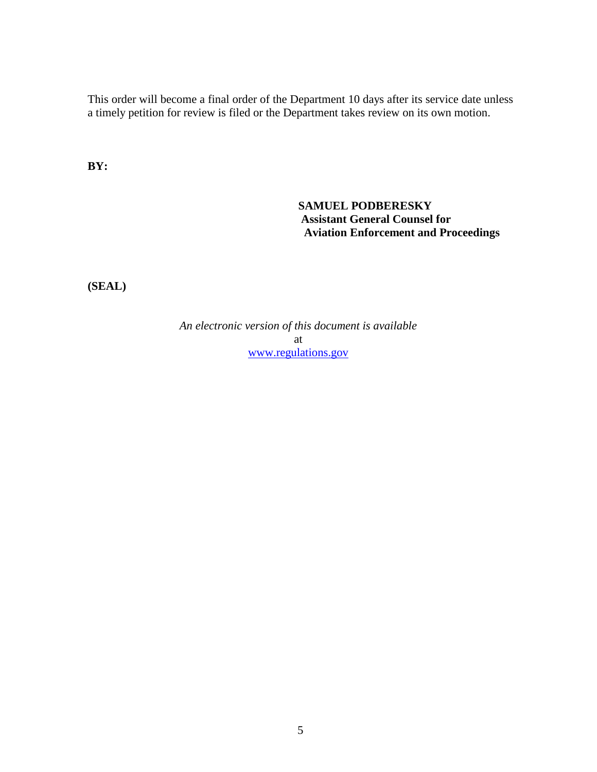This order will become a final order of the Department 10 days after its service date unless a timely petition for review is filed or the Department takes review on its own motion.

**BY:**

**SAMUEL PODBERESKY**
**Assistant General Counsel for**
**Aviation Enforcement and Proceedings**

**(SEAL)**

*An electronic version of this document is available*
at
www.regulations.gov